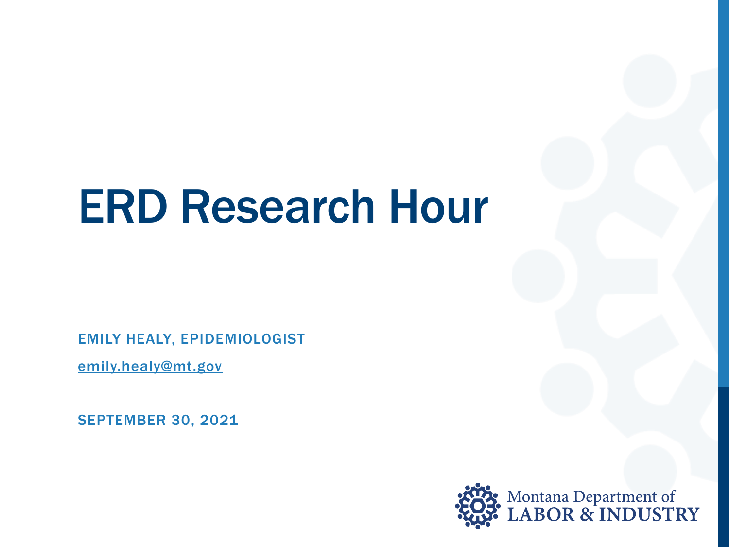# ERD Research Hour

EMILY HEALY, EPIDEMIOLOGIST

emily.healy@mt.gov

SEPTEMBER 30, 2021

Montana Department of LABOR & INDUSTRY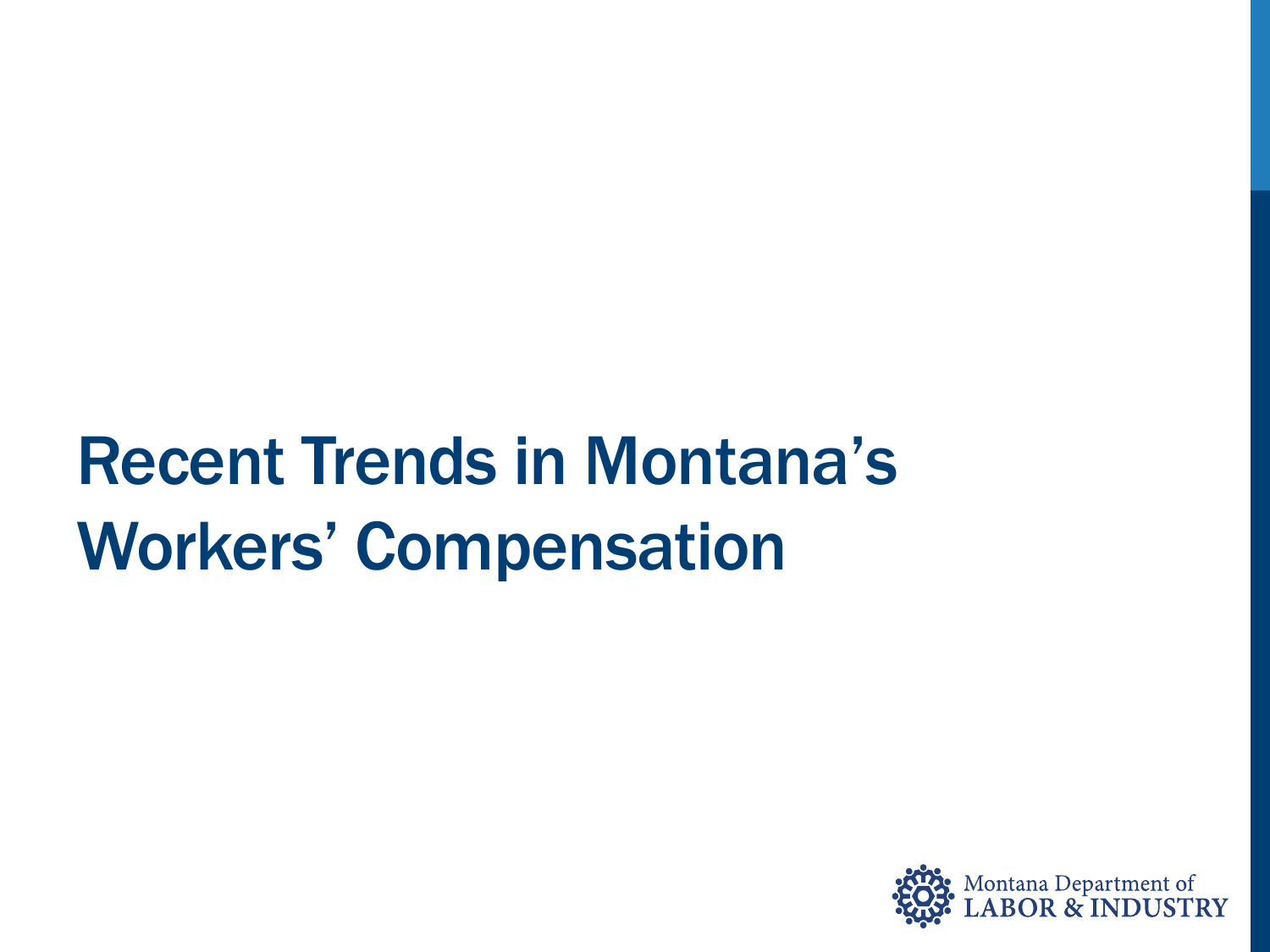# Recent Trends in Montana's Workers' Compensation

Montana Department of LABOR & INDUSTRY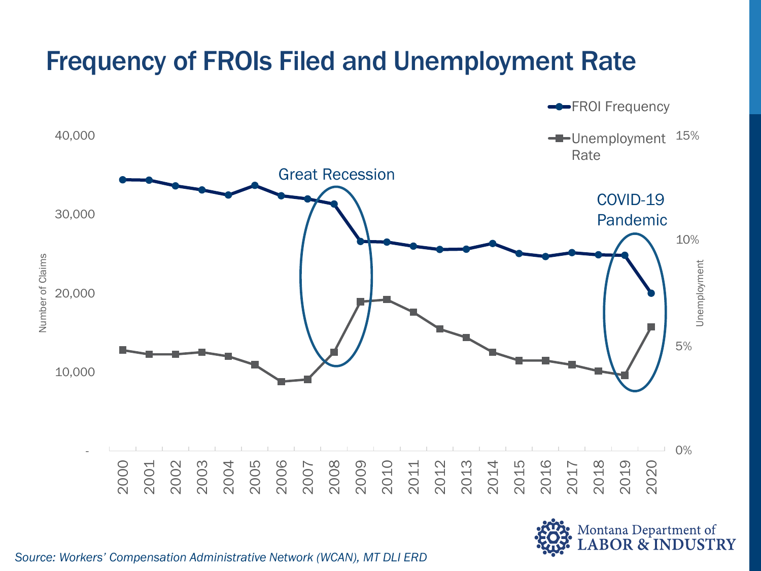# Frequency of FROIs Filed and Unemployment Rate

FROI Frequency

Unemployment Rate

Number of Claims: 40,000 / 30,000 / 20,000 / 10,000 / -

Unemployment: 15% / 10% / 5% / 0%

Great Recession

COVID-19 Pandemic

2000 2001 2002 2003 2004 2005 2006 2007 2008 2009 2010 2011 2012 2013 2014 2015 2016 2017 2018 2019 2020

*Source: Workers' Compensation Administrative Network (WCAN), MT DLI ERD*

Montana Department of LABOR & INDUSTRY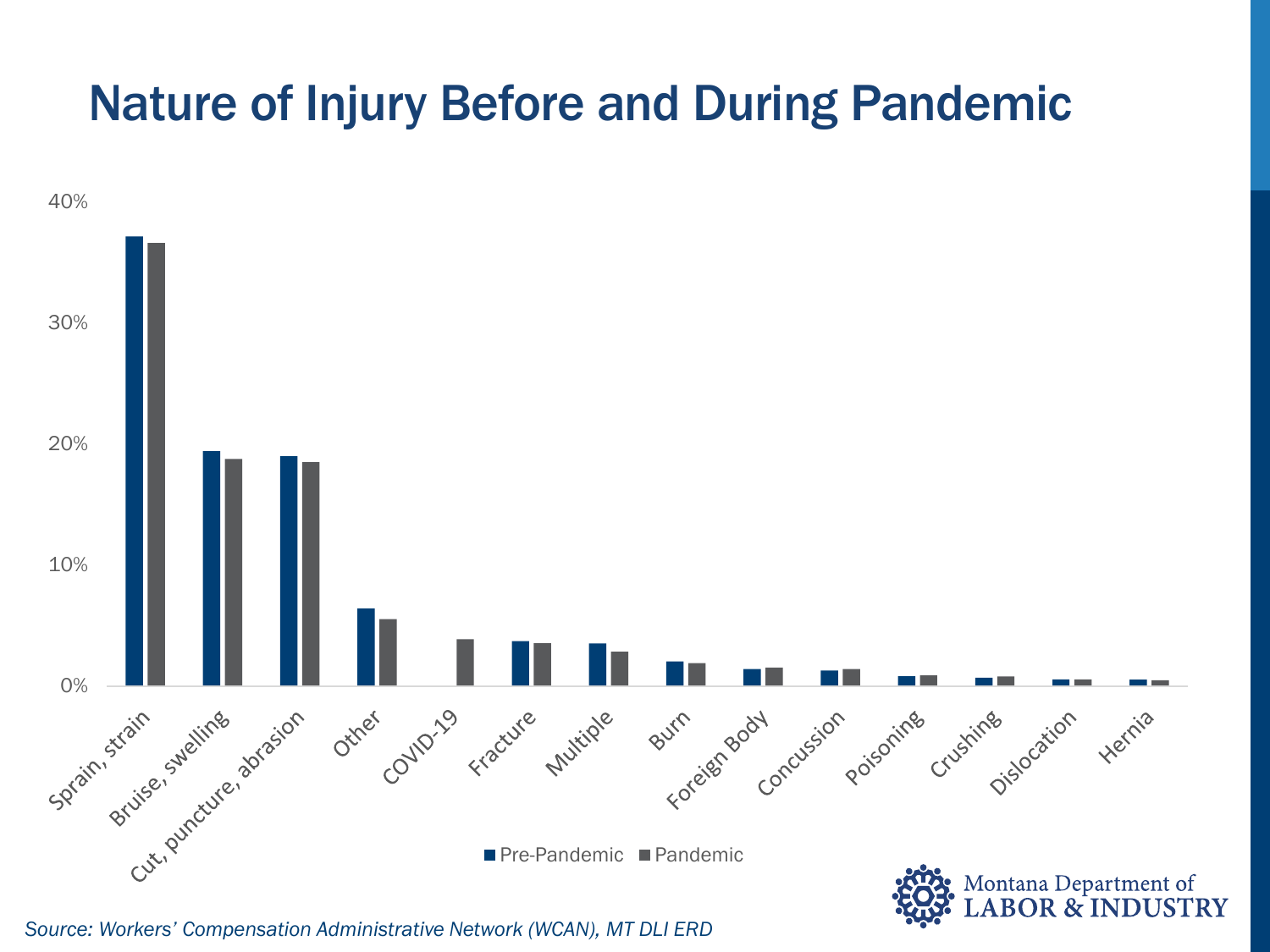# Nature of Injury Before and During Pandemic

40%

30%

20%

10%

0%

Sprain, strain | Bruise, swelling | Cut, puncture, abrasion | Other | COVID-19 | Fracture | Multiple | Burn | Foreign Body | Concussion | Poisoning | Crushing | Dislocation | Hernia

Pre-Pandemic | Pandemic

Montana Department of LABOR & INDUSTRY

*Source: Workers' Compensation Administrative Network (WCAN), MT DLI ERD*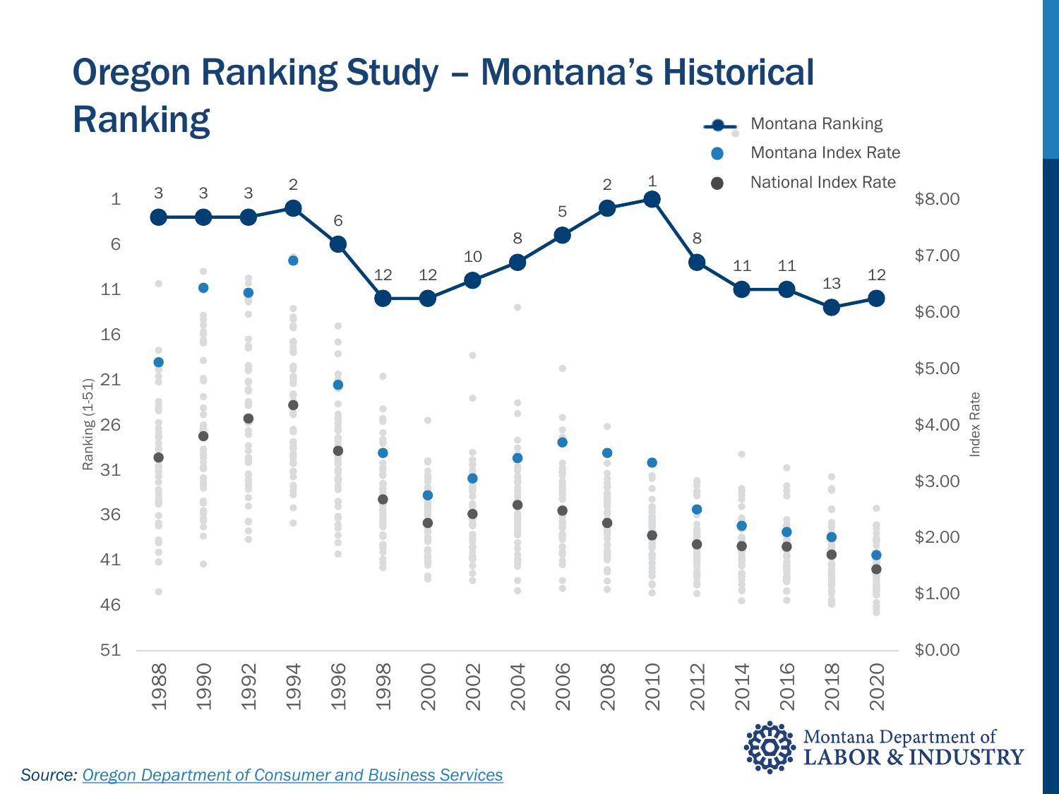# Oregon Ranking Study – Montana's Historical Ranking

| Year | 1988 | 1990 | 1992 | 1994 | 1996 | 1998 | 2000 | 2002 | 2004 | 2006 | 2008 | 2010 | 2012 | 2014 | 2016 | 2018 | 2020 |
|---|---|---|---|---|---|---|---|---|---|---|---|---|---|---|---|---|---|
| Montana Ranking | 3 | 3 | 3 | 2 | 6 | 12 | 12 | 10 | 8 | 5 | 2 | 1 | 8 | 11 | 11 | 13 | 12 |

Legend: Montana Ranking; Montana Index Rate; National Index Rate

Left axis: Ranking (1-51) — 1, 6, 11, 16, 21, 26, 31, 36, 41, 46, 51

Right axis: Index Rate — $8.00, $7.00, $6.00, $5.00, $4.00, $3.00, $2.00, $1.00, $0.00

*Source: Oregon Department of Consumer and Business Services*

Montana Department of LABOR & INDUSTRY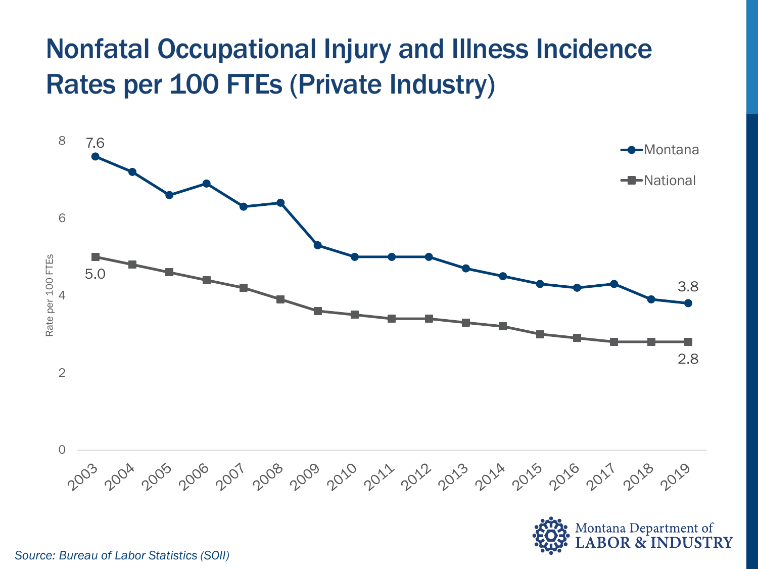# Nonfatal Occupational Injury and Illness Incidence Rates per 100 FTEs (Private Industry)

| Year | Montana | National |
|---|---|---|
| 2003 | 7.6 | 5.0 |
| 2019 | 3.8 | 2.8 |

*Source: Bureau of Labor Statistics (SOII)*

Montana Department of LABOR & INDUSTRY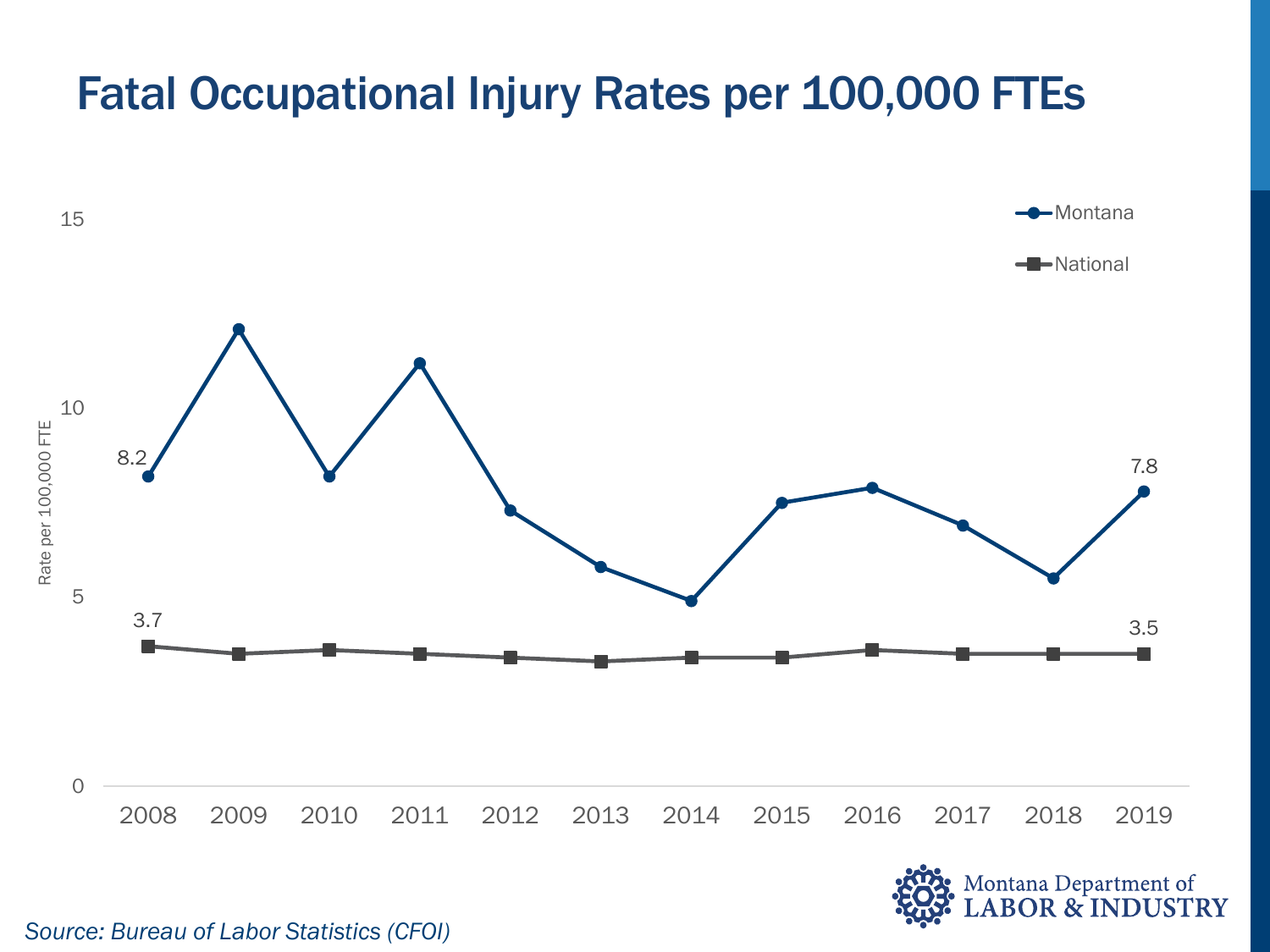# Fatal Occupational Injury Rates per 100,000 FTEs

Rate per 100,000 FTE

Montana

National

8.2

7.8

3.7

3.5

2008 2009 2010 2011 2012 2013 2014 2015 2016 2017 2018 2019

Montana Department of LABOR & INDUSTRY

*Source: Bureau of Labor Statistics (CFOI)*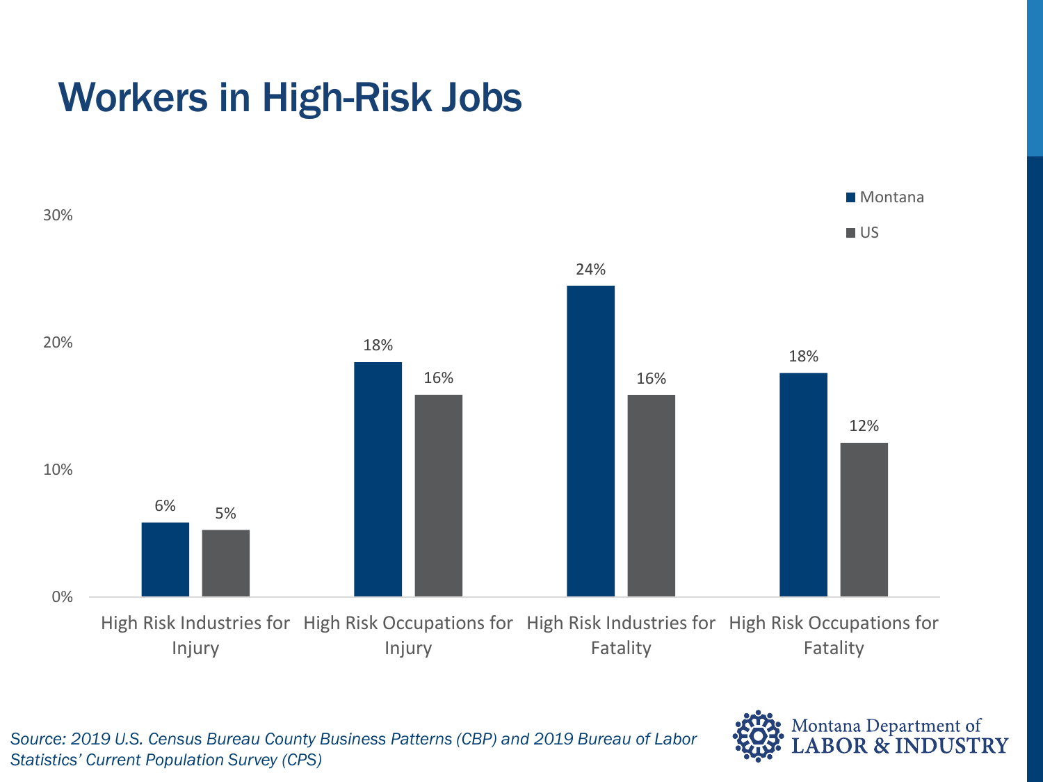# Workers in High-Risk Jobs

| | Montana | US |
|---|---|---|
| High Risk Industries for Injury | 6% | 5% |
| High Risk Occupations for Injury | 18% | 16% |
| High Risk Industries for Fatality | 24% | 16% |
| High Risk Occupations for Fatality | 18% | 12% |

*Source: 2019 U.S. Census Bureau County Business Patterns (CBP) and 2019 Bureau of Labor Statistics' Current Population Survey (CPS)*

Montana Department of LABOR & INDUSTRY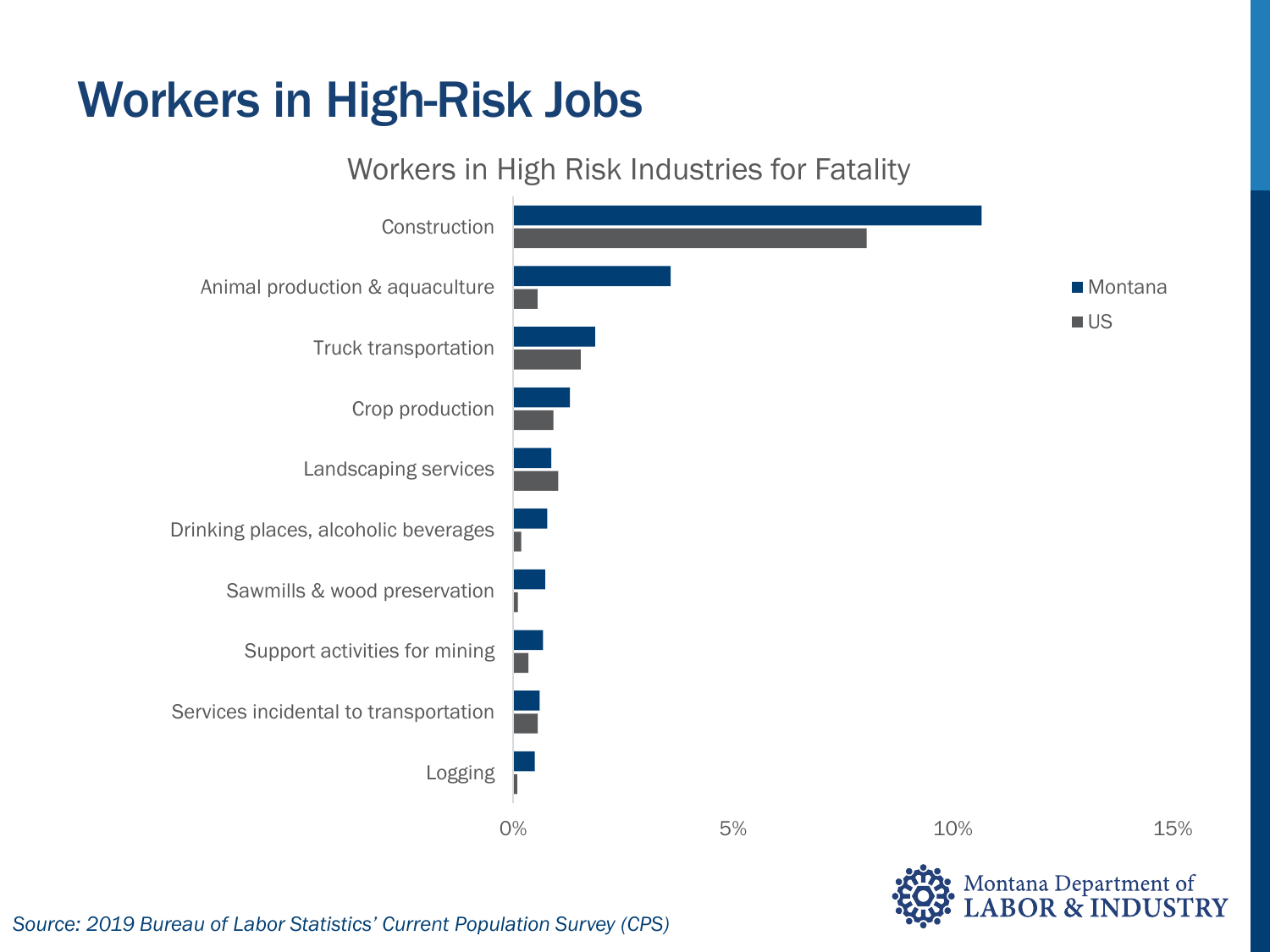# Workers in High-Risk Jobs

Workers in High Risk Industries for Fatality

| Industry | Montana | US |
| --- | --- | --- |
| Construction | | |
| Animal production & aquaculture | | |
| Truck transportation | | |
| Crop production | | |
| Landscaping services | | |
| Drinking places, alcoholic beverages | | |
| Sawmills & wood preservation | | |
| Support activities for mining | | |
| Services incidental to transportation | | |
| Logging | | |

0% 5% 10% 15%

*Source: 2019 Bureau of Labor Statistics' Current Population Survey (CPS)*

Montana Department of LABOR & INDUSTRY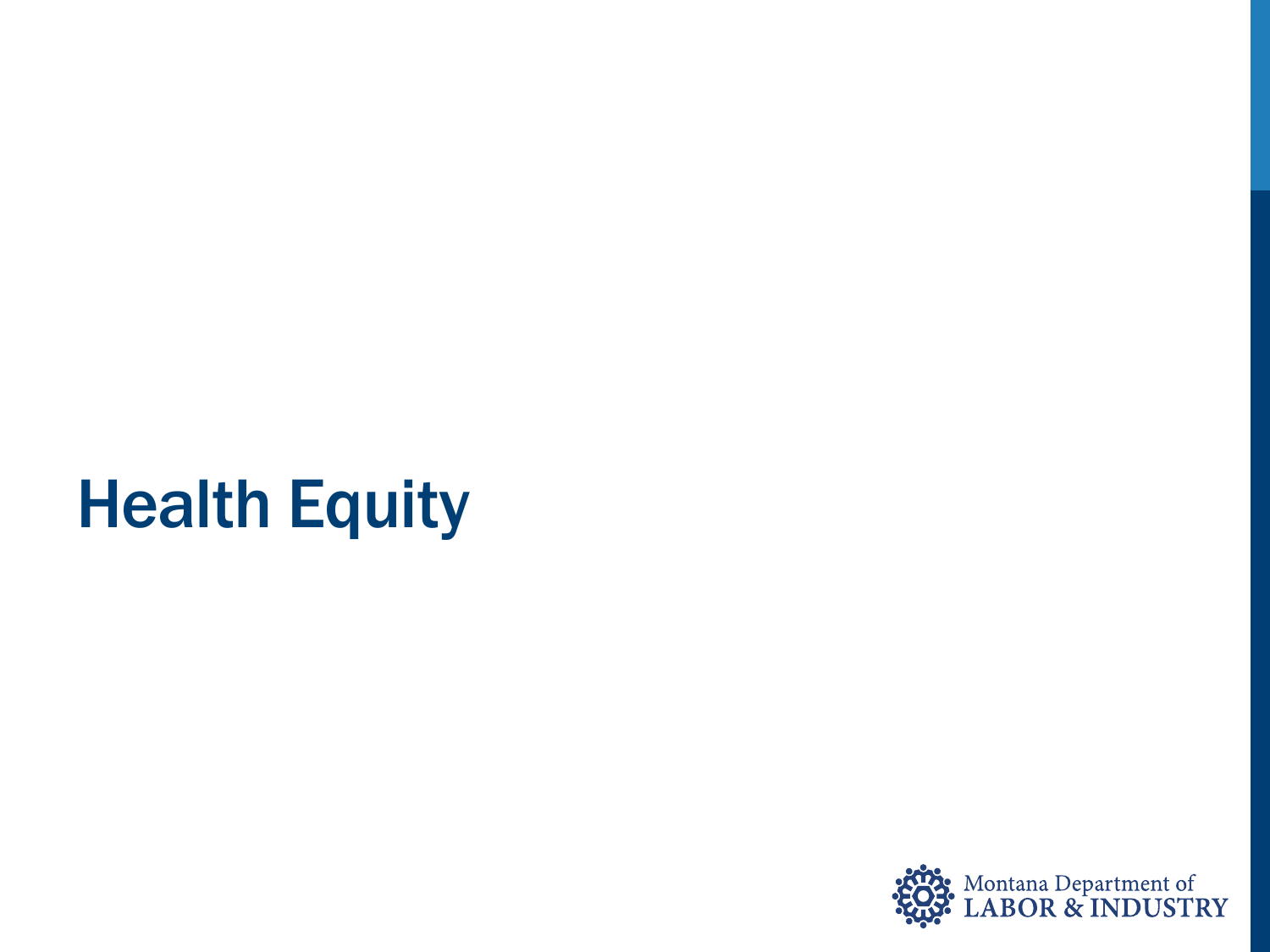# Health Equity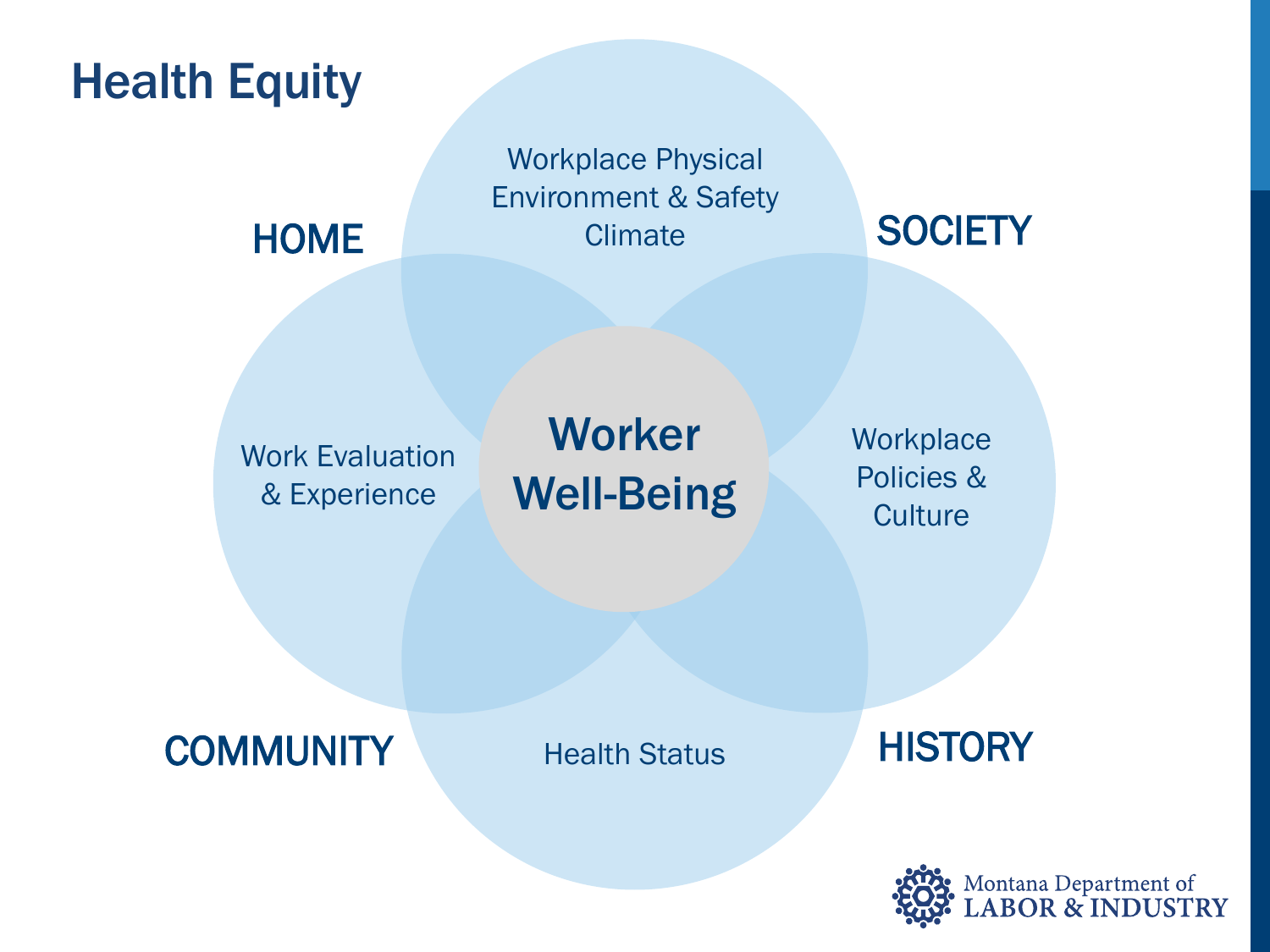# Health Equity

HOME

SOCIETY

COMMUNITY

HISTORY

Workplace Physical Environment & Safety Climate

Work Evaluation & Experience

**Worker Well-Being**

Workplace Policies & Culture

Health Status

Montana Department of LABOR & INDUSTRY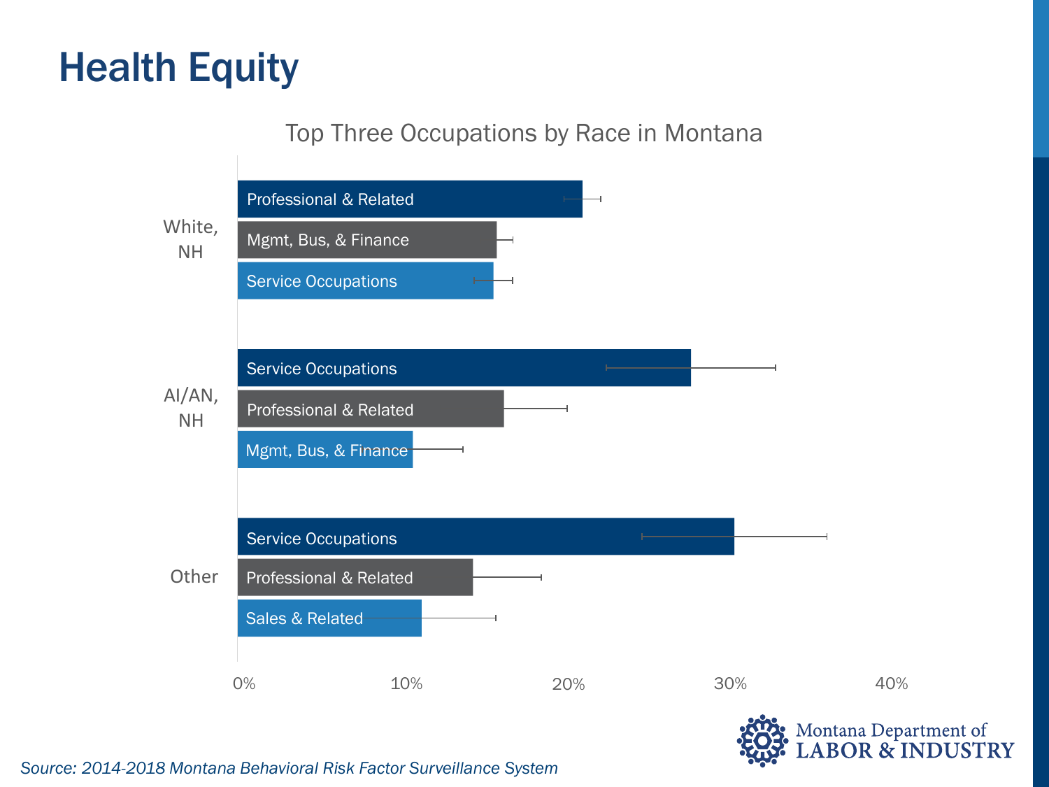# Health Equity

Top Three Occupations by Race in Montana

| Race | Occupation |
|---|---|
| White, NH | Professional & Related |
| | Mgmt, Bus, & Finance |
| | Service Occupations |
| AI/AN, NH | Service Occupations |
| | Professional & Related |
| | Mgmt, Bus, & Finance |
| Other | Service Occupations |
| | Professional & Related |
| | Sales & Related |

0% 10% 20% 30% 40%

*Source: 2014-2018 Montana Behavioral Risk Factor Surveillance System*

Montana Department of LABOR & INDUSTRY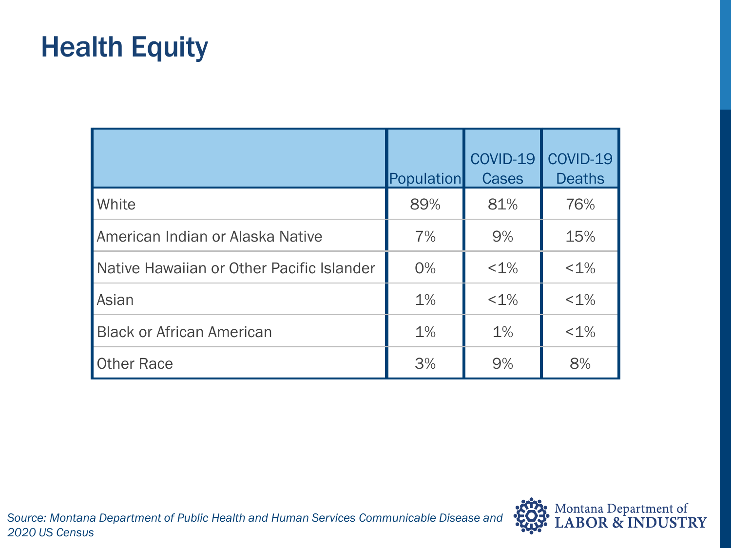# Health Equity

| | Population | COVID-19 Cases | COVID-19 Deaths |
|---|---|---|---|
| White | 89% | 81% | 76% |
| American Indian or Alaska Native | 7% | 9% | 15% |
| Native Hawaiian or Other Pacific Islander | 0% | <1% | <1% |
| Asian | 1% | <1% | <1% |
| Black or African American | 1% | 1% | <1% |
| Other Race | 3% | 9% | 8% |

*Source: Montana Department of Public Health and Human Services Communicable Disease and 2020 US Census*

Montana Department of LABOR & INDUSTRY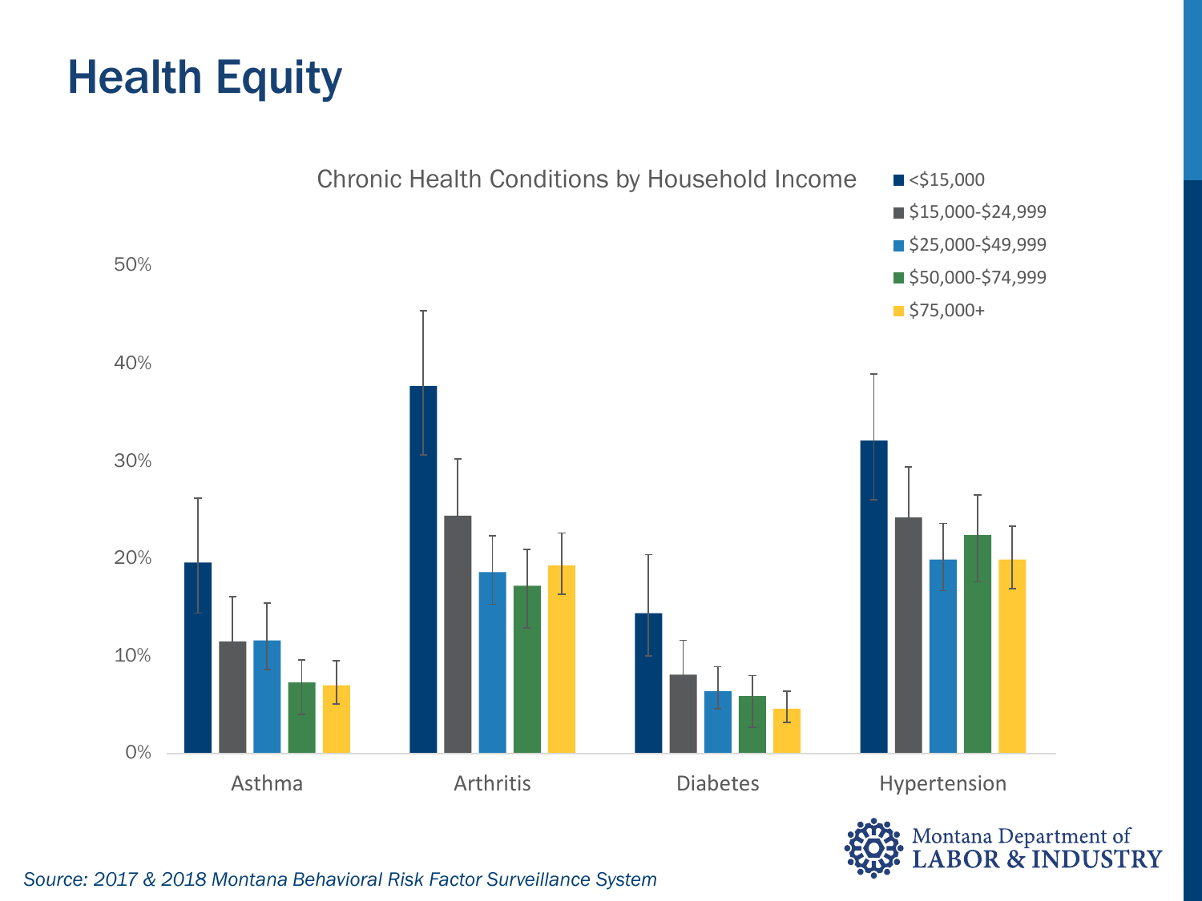# Health Equity

Chronic Health Conditions by Household Income

- <$15,000
- $15,000-$24,999
- $25,000-$49,999
- $50,000-$74,999
- $75,000+

50%
40%
30%
20%
10%
0%

Asthma | Arthritis | Diabetes | Hypertension

*Source: 2017 & 2018 Montana Behavioral Risk Factor Surveillance System*

Montana Department of LABOR & INDUSTRY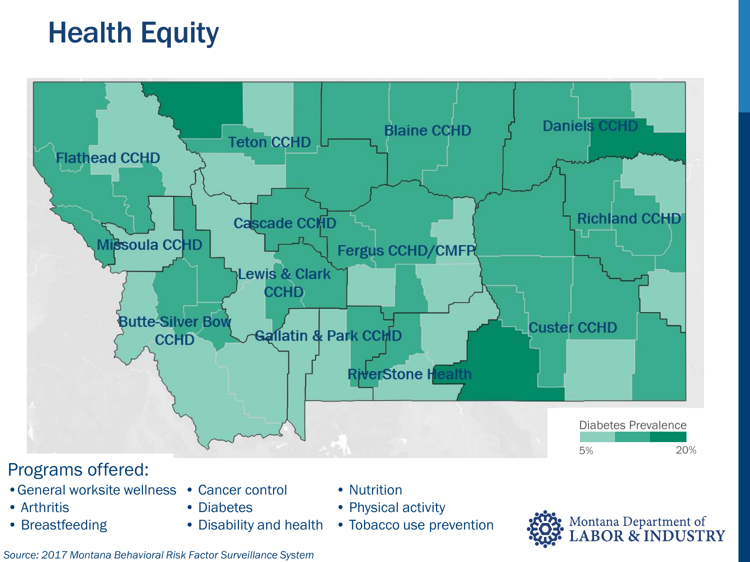# Health Equity

Flathead CCHD

Teton CCHD

Blaine CCHD

Daniels CCHD

Richland CCHD

Cascade CCHD

Missoula CCHD

Fergus CCHD/CMFP

Lewis & Clark CCHD

Butte-Silver Bow CCHD

Gallatin & Park CCHD

Custer CCHD

RiverStone Health

Diabetes Prevalence

5% 20%

Programs offered:

- General worksite wellness
- Arthritis
- Breastfeeding
- Cancer control
- Diabetes
- Disability and health
- Nutrition
- Physical activity
- Tobacco use prevention

Montana Department of LABOR & INDUSTRY

*Source: 2017 Montana Behavioral Risk Factor Surveillance System*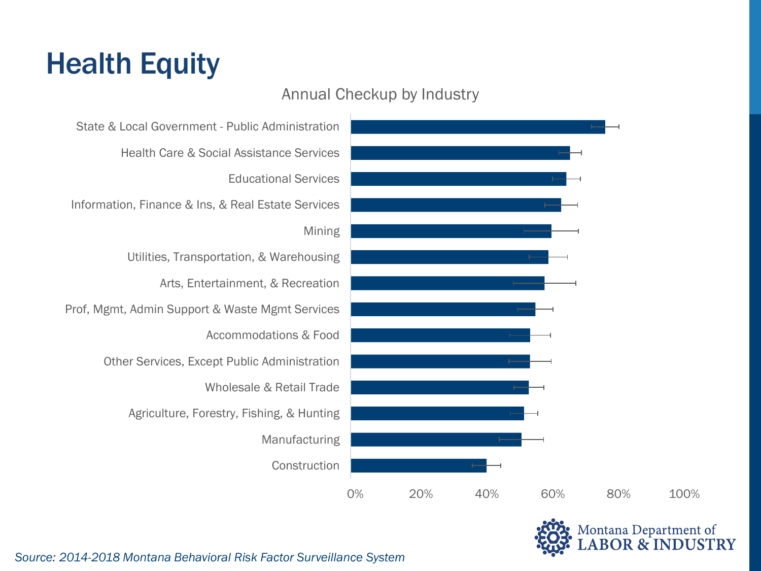# Health Equity

Annual Checkup by Industry

| Industry |
|---|
| State & Local Government - Public Administration |
| Health Care & Social Assistance Services |
| Educational Services |
| Information, Finance & Ins, & Real Estate Services |
| Mining |
| Utilities, Transportation, & Warehousing |
| Arts, Entertainment, & Recreation |
| Prof, Mgmt, Admin Support & Waste Mgmt Services |
| Accommodations & Food |
| Other Services, Except Public Administration |
| Wholesale & Retail Trade |
| Agriculture, Forestry, Fishing, & Hunting |
| Manufacturing |
| Construction |

0% 20% 40% 60% 80% 100%

*Source: 2014-2018 Montana Behavioral Risk Factor Surveillance System*

Montana Department of LABOR & INDUSTRY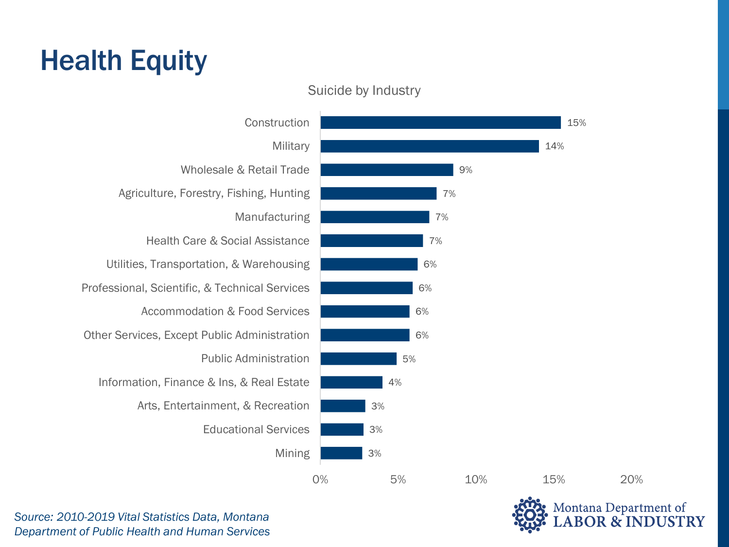# Health Equity

Suicide by Industry

| Industry | Percent |
| --- | --- |
| Construction | 15% |
| Military | 14% |
| Wholesale & Retail Trade | 9% |
| Agriculture, Forestry, Fishing, Hunting | 7% |
| Manufacturing | 7% |
| Health Care & Social Assistance | 7% |
| Utilities, Transportation, & Warehousing | 6% |
| Professional, Scientific, & Technical Services | 6% |
| Accommodation & Food Services | 6% |
| Other Services, Except Public Administration | 6% |
| Public Administration | 5% |
| Information, Finance & Ins, & Real Estate | 4% |
| Arts, Entertainment, & Recreation | 3% |
| Educational Services | 3% |
| Mining | 3% |

*Source: 2010-2019 Vital Statistics Data, Montana Department of Public Health and Human Services*

Montana Department of LABOR & INDUSTRY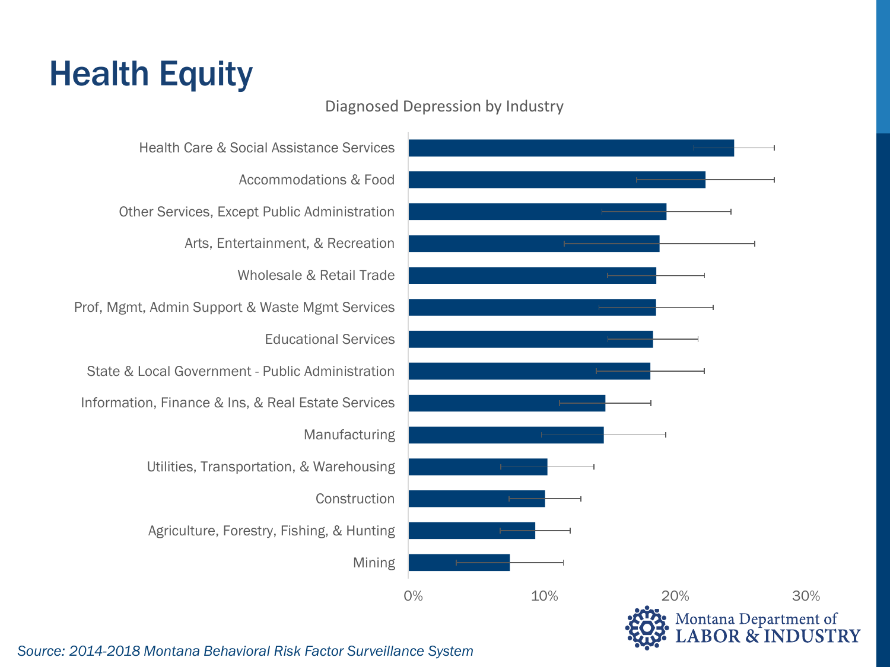# Health Equity

Diagnosed Depression by Industry

- Health Care & Social Assistance Services
- Accommodations & Food
- Other Services, Except Public Administration
- Arts, Entertainment, & Recreation
- Wholesale & Retail Trade
- Prof, Mgmt, Admin Support & Waste Mgmt Services
- Educational Services
- State & Local Government - Public Administration
- Information, Finance & Ins, & Real Estate Services
- Manufacturing
- Utilities, Transportation, & Warehousing
- Construction
- Agriculture, Forestry, Fishing, & Hunting
- Mining

0% 10% 20% 30%

*Source: 2014-2018 Montana Behavioral Risk Factor Surveillance System*

Montana Department of LABOR & INDUSTRY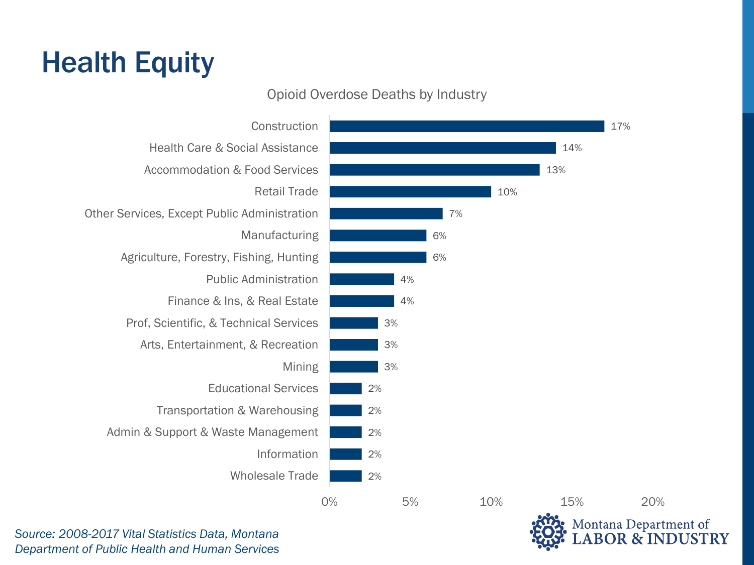# Health Equity

Opioid Overdose Deaths by Industry

| Industry | Percent |
| --- | --- |
| Construction | 17% |
| Health Care & Social Assistance | 14% |
| Accommodation & Food Services | 13% |
| Retail Trade | 10% |
| Other Services, Except Public Administration | 7% |
| Manufacturing | 6% |
| Agriculture, Forestry, Fishing, Hunting | 6% |
| Public Administration | 4% |
| Finance & Ins, & Real Estate | 4% |
| Prof, Scientific, & Technical Services | 3% |
| Arts, Entertainment, & Recreation | 3% |
| Mining | 3% |
| Educational Services | 2% |
| Transportation & Warehousing | 2% |
| Admin & Support & Waste Management | 2% |
| Information | 2% |
| Wholesale Trade | 2% |

*Source: 2008-2017 Vital Statistics Data, Montana Department of Public Health and Human Services*

Montana Department of LABOR & INDUSTRY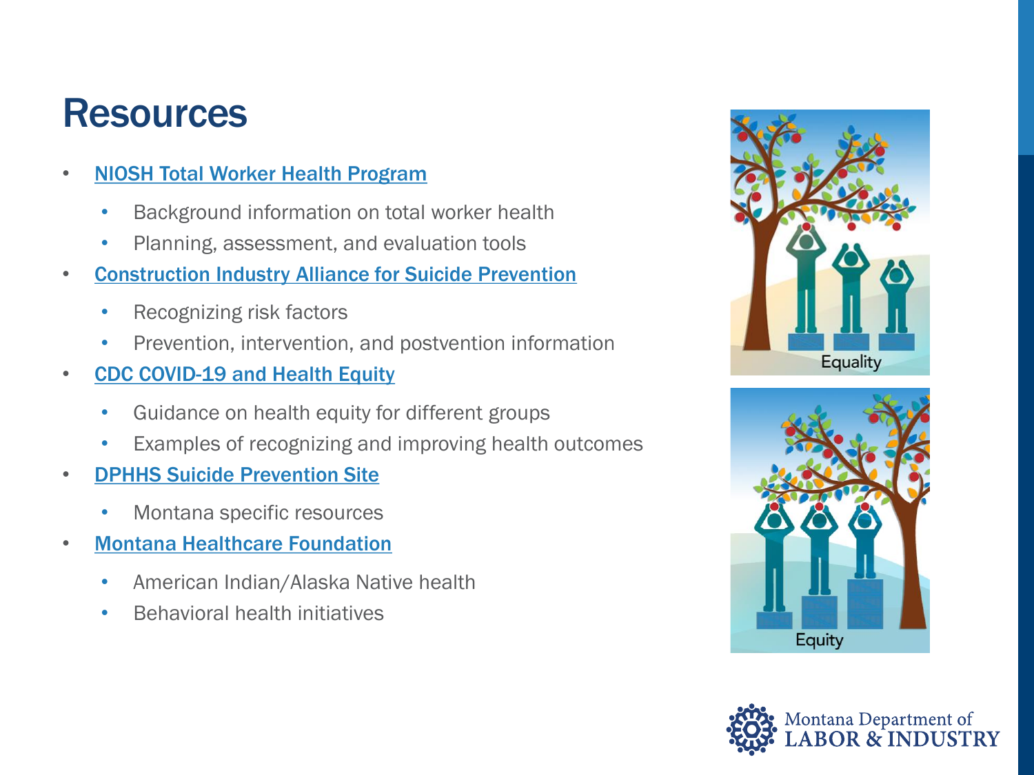# Resources

- NIOSH Total Worker Health Program
  - Background information on total worker health
  - Planning, assessment, and evaluation tools
- Construction Industry Alliance for Suicide Prevention
  - Recognizing risk factors
  - Prevention, intervention, and postvention information
- CDC COVID-19 and Health Equity
  - Guidance on health equity for different groups
  - Examples of recognizing and improving health outcomes
- DPHHS Suicide Prevention Site
  - Montana specific resources
- Montana Healthcare Foundation
  - American Indian/Alaska Native health
  - Behavioral health initiatives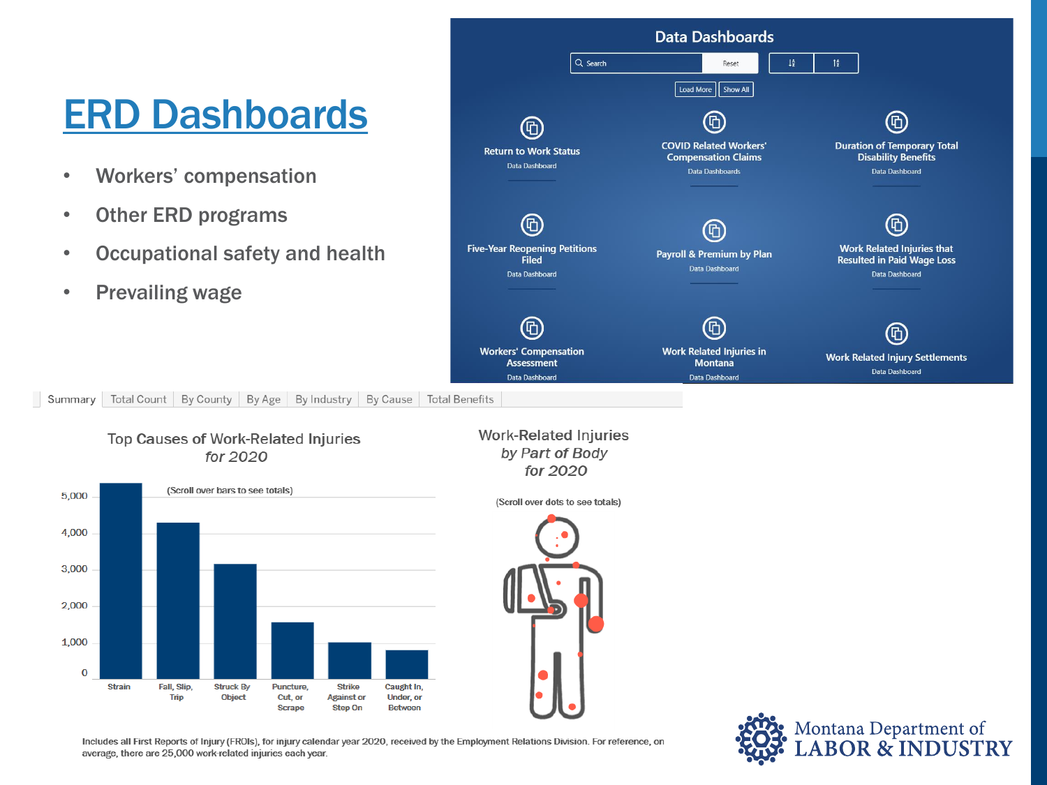# ERD Dashboards

- Workers' compensation
- Other ERD programs
- Occupational safety and health
- Prevailing wage

Data Dashboards

Search Reset

Load More Show All

Return to Work Status
Data Dashboard

COVID Related Workers' Compensation Claims
Data Dashboards

Duration of Temporary Total Disability Benefits
Data Dashboard

Five-Year Reopening Petitions Filed
Data Dashboard

Payroll & Premium by Plan
Data Dashboard

Work Related Injuries that Resulted in Paid Wage Loss
Data Dashboard

Workers' Compensation Assessment
Data Dashboard

Work Related Injuries in Montana
Data Dashboard

Work Related Injury Settlements
Data Dashboard

Summary | Total Count | By County | By Age | By Industry | By Cause | Total Benefits

Top Causes of Work-Related Injuries
*for 2020*

(Scroll over bars to see totals)

5,000
4,000
3,000
2,000
1,000
0

Strain
Fall, Slip, Trip
Struck By Object
Puncture, Cut, or Scrape
Strike Against or Step On
Caught In, Under, or Between

Work-Related Injuries
*by Part of Body*
*for 2020*

(Scroll over dots to see totals)

Includes all First Reports of Injury (FROIs), for injury calendar year 2020, received by the Employment Relations Division. For reference, on average, there are 25,000 work-related injuries each year.

Montana Department of LABOR & INDUSTRY